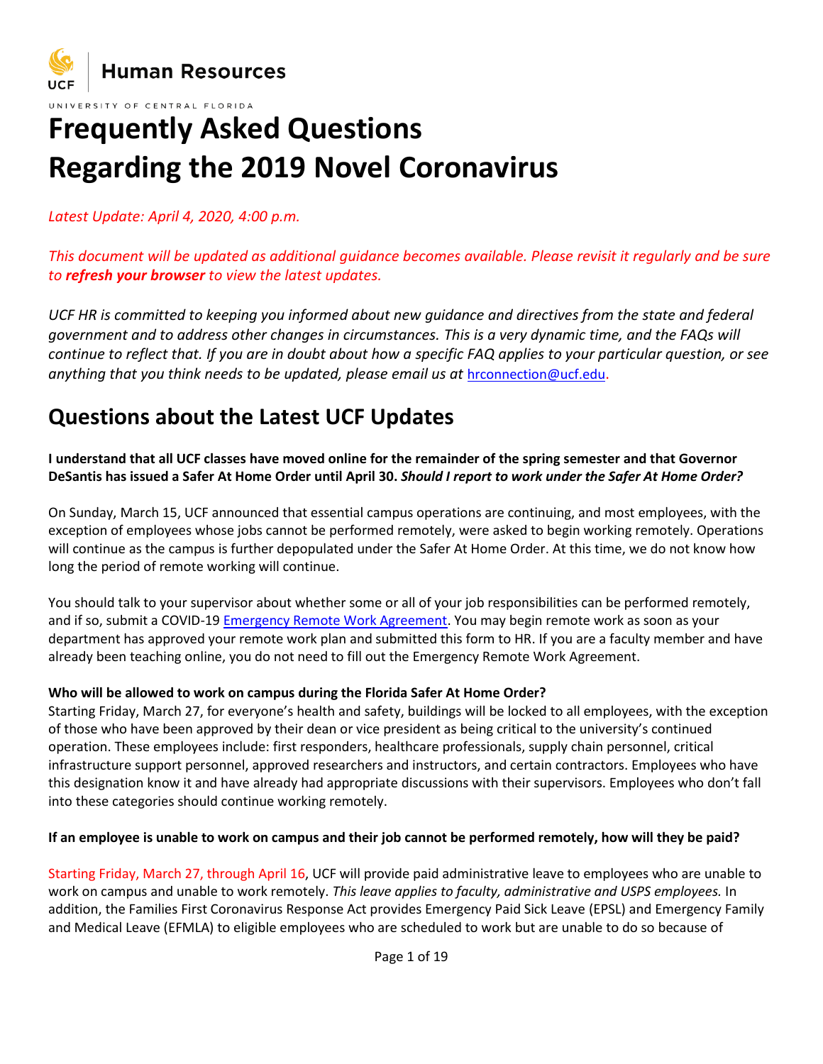Human Resources

UNIVERSITY OF CENTRAL FLORIDA

# Frequently Asked Questions Regarding the 2019 Novel Coronavirus

*Latest Update: April 4, 2020, 4:00 p.m.*

*This document will be updated as additional guidance becomes available. Please revisit it regularly and be sure to **refresh your browser** to view the latest updates.*

*UCF HR is committed to keeping you informed about new guidance and directives from the state and federal government and to address other changes in circumstances. This is a very dynamic time, and the FAQs will continue to reflect that. If you are in doubt about how a specific FAQ applies to your particular question, or see anything that you think needs to be updated, please email us at hrconnection@ucf.edu.*

## Questions about the Latest UCF Updates

**I understand that all UCF classes have moved online for the remainder of the spring semester and that Governor DeSantis has issued a Safer At Home Order until April 30. *Should I report to work under the Safer At Home Order?***

On Sunday, March 15, UCF announced that essential campus operations are continuing, and most employees, with the exception of employees whose jobs cannot be performed remotely, were asked to begin working remotely. Operations will continue as the campus is further depopulated under the Safer At Home Order. At this time, we do not know how long the period of remote working will continue.

You should talk to your supervisor about whether some or all of your job responsibilities can be performed remotely, and if so, submit a COVID-19 Emergency Remote Work Agreement. You may begin remote work as soon as your department has approved your remote work plan and submitted this form to HR. If you are a faculty member and have already been teaching online, you do not need to fill out the Emergency Remote Work Agreement.

**Who will be allowed to work on campus during the Florida Safer At Home Order?**

Starting Friday, March 27, for everyone's health and safety, buildings will be locked to all employees, with the exception of those who have been approved by their dean or vice president as being critical to the university's continued operation. These employees include: first responders, healthcare professionals, supply chain personnel, critical infrastructure support personnel, approved researchers and instructors, and certain contractors. Employees who have this designation know it and have already had appropriate discussions with their supervisors. Employees who don't fall into these categories should continue working remotely.

**If an employee is unable to work on campus and their job cannot be performed remotely, how will they be paid?**

Starting Friday, March 27, through April 16, UCF will provide paid administrative leave to employees who are unable to work on campus and unable to work remotely. *This leave applies to faculty, administrative and USPS employees.* In addition, the Families First Coronavirus Response Act provides Emergency Paid Sick Leave (EPSL) and Emergency Family and Medical Leave (EFMLA) to eligible employees who are scheduled to work but are unable to do so because of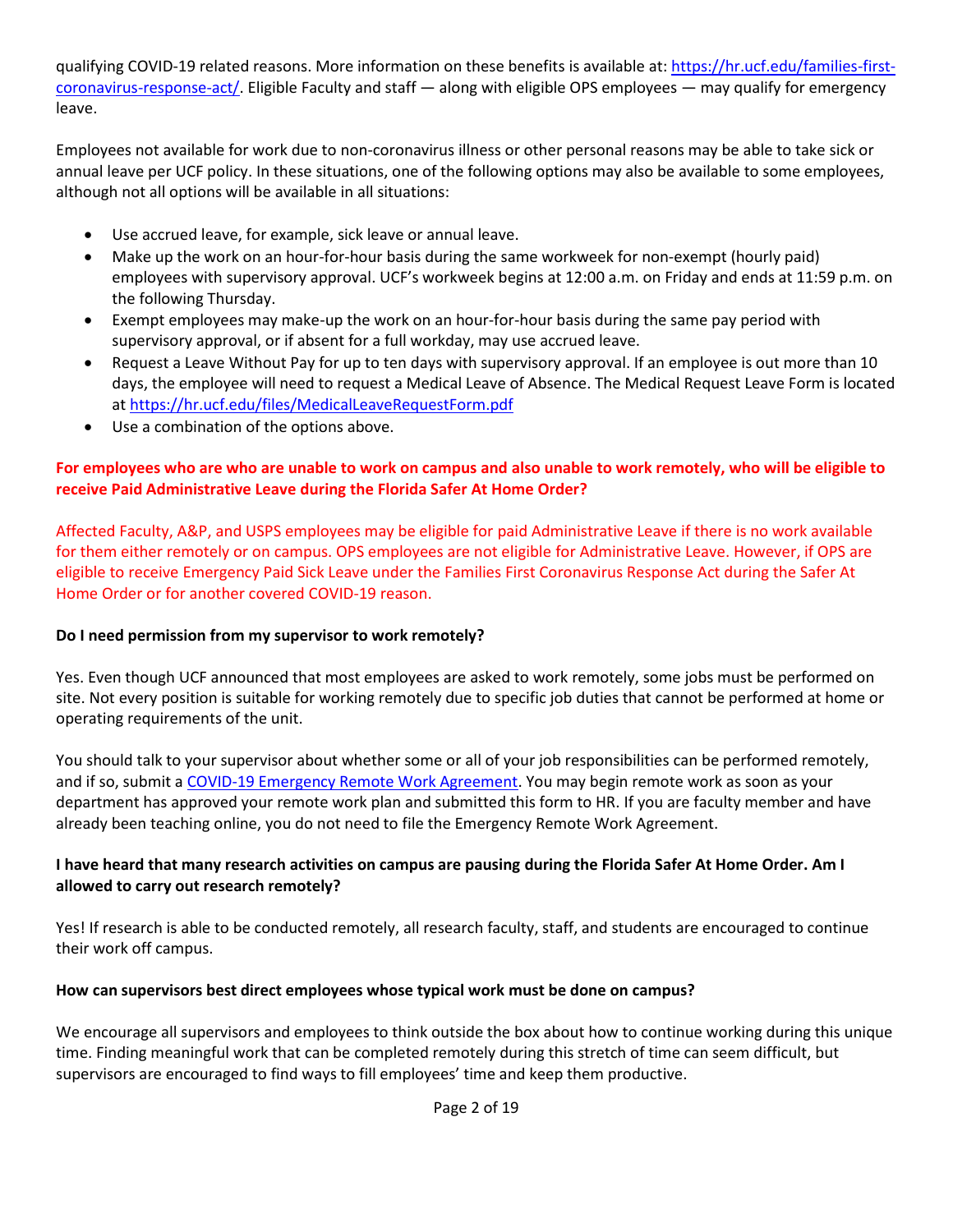qualifying COVID-19 related reasons. More information on these benefits is available at: https://hr.ucf.edu/families-first-coronavirus-response-act/. Eligible Faculty and staff — along with eligible OPS employees — may qualify for emergency leave.

Employees not available for work due to non-coronavirus illness or other personal reasons may be able to take sick or annual leave per UCF policy. In these situations, one of the following options may also be available to some employees, although not all options will be available in all situations:

- Use accrued leave, for example, sick leave or annual leave.
- Make up the work on an hour-for-hour basis during the same workweek for non-exempt (hourly paid) employees with supervisory approval. UCF's workweek begins at 12:00 a.m. on Friday and ends at 11:59 p.m. on the following Thursday.
- Exempt employees may make-up the work on an hour-for-hour basis during the same pay period with supervisory approval, or if absent for a full workday, may use accrued leave.
- Request a Leave Without Pay for up to ten days with supervisory approval. If an employee is out more than 10 days, the employee will need to request a Medical Leave of Absence. The Medical Request Leave Form is located at https://hr.ucf.edu/files/MedicalLeaveRequestForm.pdf
- Use a combination of the options above.

**For employees who are who are unable to work on campus and also unable to work remotely, who will be eligible to receive Paid Administrative Leave during the Florida Safer At Home Order?**

Affected Faculty, A&P, and USPS employees may be eligible for paid Administrative Leave if there is no work available for them either remotely or on campus. OPS employees are not eligible for Administrative Leave. However, if OPS are eligible to receive Emergency Paid Sick Leave under the Families First Coronavirus Response Act during the Safer At Home Order or for another covered COVID-19 reason.

**Do I need permission from my supervisor to work remotely?**

Yes. Even though UCF announced that most employees are asked to work remotely, some jobs must be performed on site. Not every position is suitable for working remotely due to specific job duties that cannot be performed at home or operating requirements of the unit.

You should talk to your supervisor about whether some or all of your job responsibilities can be performed remotely, and if so, submit a COVID-19 Emergency Remote Work Agreement. You may begin remote work as soon as your department has approved your remote work plan and submitted this form to HR. If you are faculty member and have already been teaching online, you do not need to file the Emergency Remote Work Agreement.

**I have heard that many research activities on campus are pausing during the Florida Safer At Home Order. Am I allowed to carry out research remotely?**

Yes! If research is able to be conducted remotely, all research faculty, staff, and students are encouraged to continue their work off campus.

**How can supervisors best direct employees whose typical work must be done on campus?**

We encourage all supervisors and employees to think outside the box about how to continue working during this unique time. Finding meaningful work that can be completed remotely during this stretch of time can seem difficult, but supervisors are encouraged to find ways to fill employees' time and keep them productive.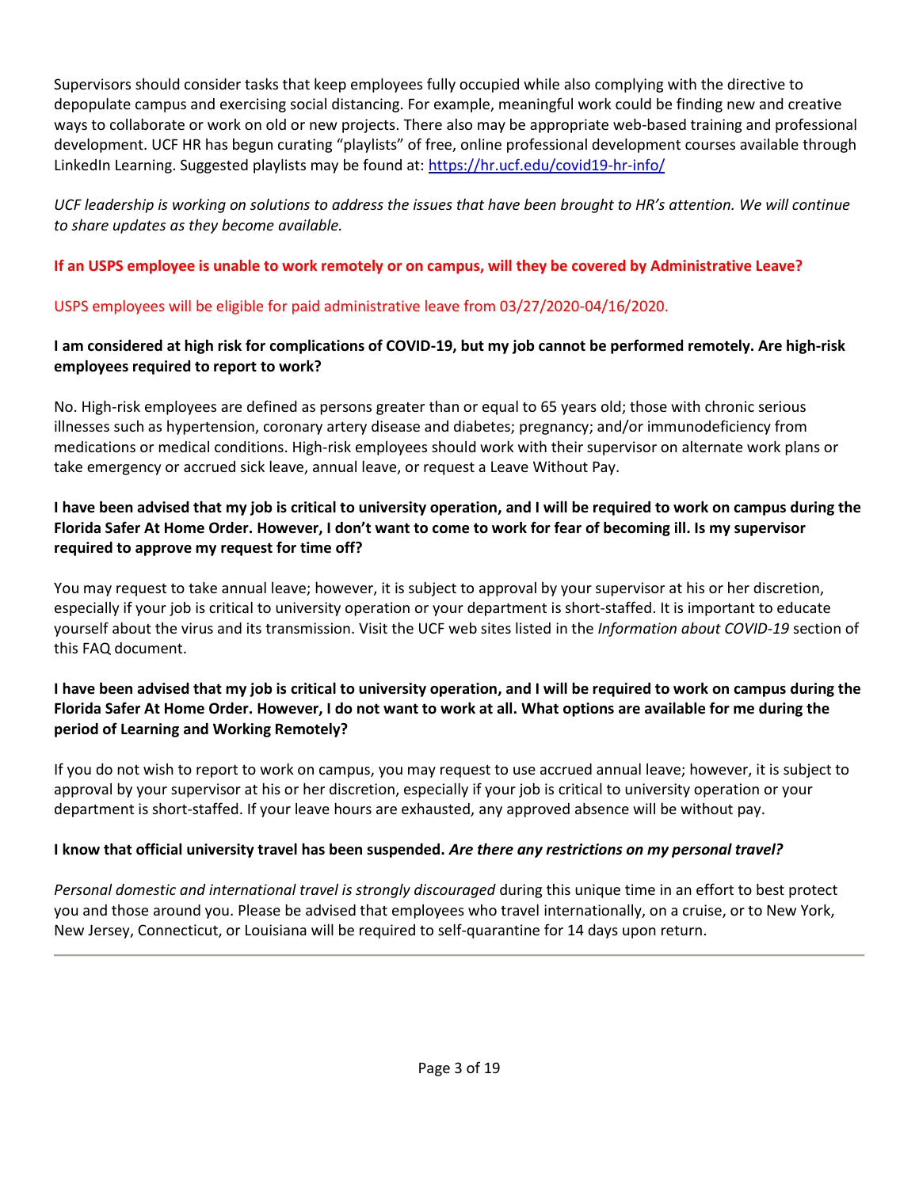Supervisors should consider tasks that keep employees fully occupied while also complying with the directive to depopulate campus and exercising social distancing. For example, meaningful work could be finding new and creative ways to collaborate or work on old or new projects. There also may be appropriate web-based training and professional development. UCF HR has begun curating "playlists" of free, online professional development courses available through LinkedIn Learning. Suggested playlists may be found at: [https://hr.ucf.edu/covid19-hr-info/](https://hr.ucf.edu/covid19-hr-info/)

*UCF leadership is working on solutions to address the issues that have been brought to HR's attention. We will continue to share updates as they become available.*

**If an USPS employee is unable to work remotely or on campus, will they be covered by Administrative Leave?**

USPS employees will be eligible for paid administrative leave from 03/27/2020-04/16/2020.

**I am considered at high risk for complications of COVID-19, but my job cannot be performed remotely. Are high-risk employees required to report to work?**

No. High-risk employees are defined as persons greater than or equal to 65 years old; those with chronic serious illnesses such as hypertension, coronary artery disease and diabetes; pregnancy; and/or immunodeficiency from medications or medical conditions. High-risk employees should work with their supervisor on alternate work plans or take emergency or accrued sick leave, annual leave, or request a Leave Without Pay.

**I have been advised that my job is critical to university operation, and I will be required to work on campus during the Florida Safer At Home Order. However, I don't want to come to work for fear of becoming ill. Is my supervisor required to approve my request for time off?**

You may request to take annual leave; however, it is subject to approval by your supervisor at his or her discretion, especially if your job is critical to university operation or your department is short-staffed. It is important to educate yourself about the virus and its transmission. Visit the UCF web sites listed in the *Information about COVID-19* section of this FAQ document.

**I have been advised that my job is critical to university operation, and I will be required to work on campus during the Florida Safer At Home Order. However, I do not want to work at all. What options are available for me during the period of Learning and Working Remotely?**

If you do not wish to report to work on campus, you may request to use accrued annual leave; however, it is subject to approval by your supervisor at his or her discretion, especially if your job is critical to university operation or your department is short-staffed. If your leave hours are exhausted, any approved absence will be without pay.

**I know that official university travel has been suspended. *Are there any restrictions on my personal travel?***

*Personal domestic and international travel is strongly discouraged* during this unique time in an effort to best protect you and those around you. Please be advised that employees who travel internationally, on a cruise, or to New York, New Jersey, Connecticut, or Louisiana will be required to self-quarantine for 14 days upon return.

---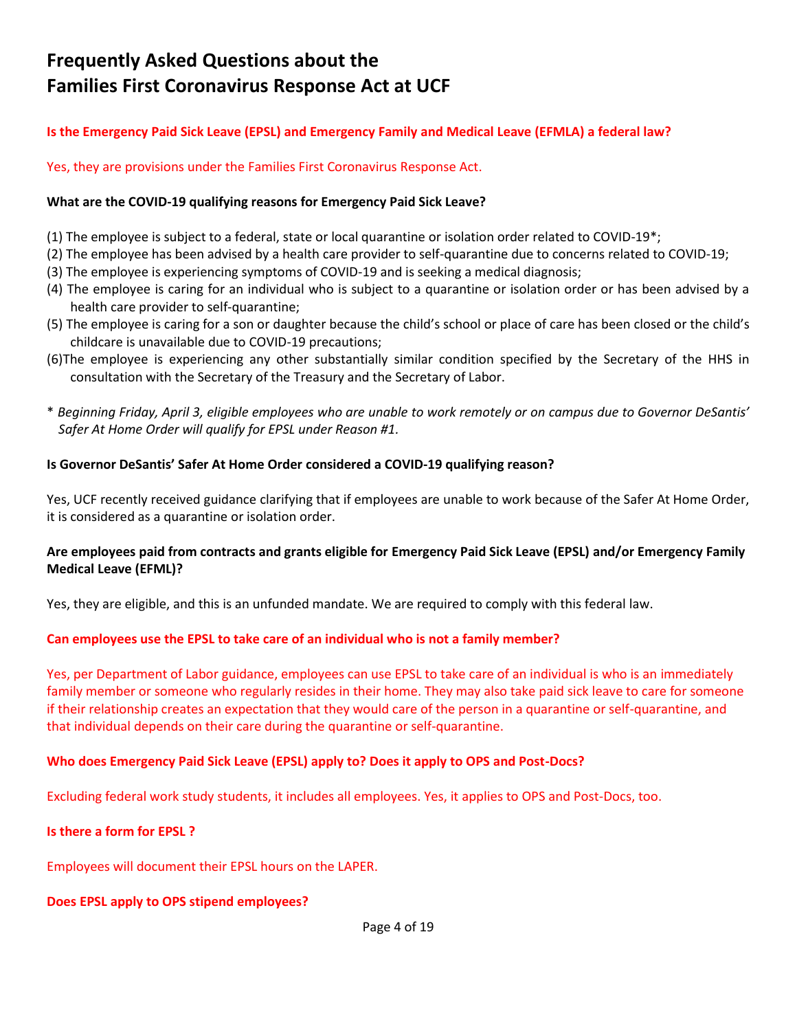# Frequently Asked Questions about the Families First Coronavirus Response Act at UCF

**Is the Emergency Paid Sick Leave (EPSL) and Emergency Family and Medical Leave (EFMLA) a federal law?**

Yes, they are provisions under the Families First Coronavirus Response Act.

**What are the COVID-19 qualifying reasons for Emergency Paid Sick Leave?**

(1) The employee is subject to a federal, state or local quarantine or isolation order related to COVID-19*;
(2) The employee has been advised by a health care provider to self-quarantine due to concerns related to COVID-19;
(3) The employee is experiencing symptoms of COVID-19 and is seeking a medical diagnosis;
(4) The employee is caring for an individual who is subject to a quarantine or isolation order or has been advised by a health care provider to self-quarantine;
(5) The employee is caring for a son or daughter because the child's school or place of care has been closed or the child's childcare is unavailable due to COVID-19 precautions;
(6)The employee is experiencing any other substantially similar condition specified by the Secretary of the HHS in consultation with the Secretary of the Treasury and the Secretary of Labor.

\* *Beginning Friday, April 3, eligible employees who are unable to work remotely or on campus due to Governor DeSantis' Safer At Home Order will qualify for EPSL under Reason #1.*

**Is Governor DeSantis' Safer At Home Order considered a COVID-19 qualifying reason?**

Yes, UCF recently received guidance clarifying that if employees are unable to work because of the Safer At Home Order, it is considered as a quarantine or isolation order.

**Are employees paid from contracts and grants eligible for Emergency Paid Sick Leave (EPSL) and/or Emergency Family Medical Leave (EFML)?**

Yes, they are eligible, and this is an unfunded mandate. We are required to comply with this federal law.

**Can employees use the EPSL to take care of an individual who is not a family member?**

Yes, per Department of Labor guidance, employees can use EPSL to take care of an individual is who is an immediately family member or someone who regularly resides in their home. They may also take paid sick leave to care for someone if their relationship creates an expectation that they would care of the person in a quarantine or self-quarantine, and that individual depends on their care during the quarantine or self-quarantine.

**Who does Emergency Paid Sick Leave (EPSL) apply to? Does it apply to OPS and Post-Docs?**

Excluding federal work study students, it includes all employees. Yes, it applies to OPS and Post-Docs, too.

**Is there a form for EPSL ?**

Employees will document their EPSL hours on the LAPER.

**Does EPSL apply to OPS stipend employees?**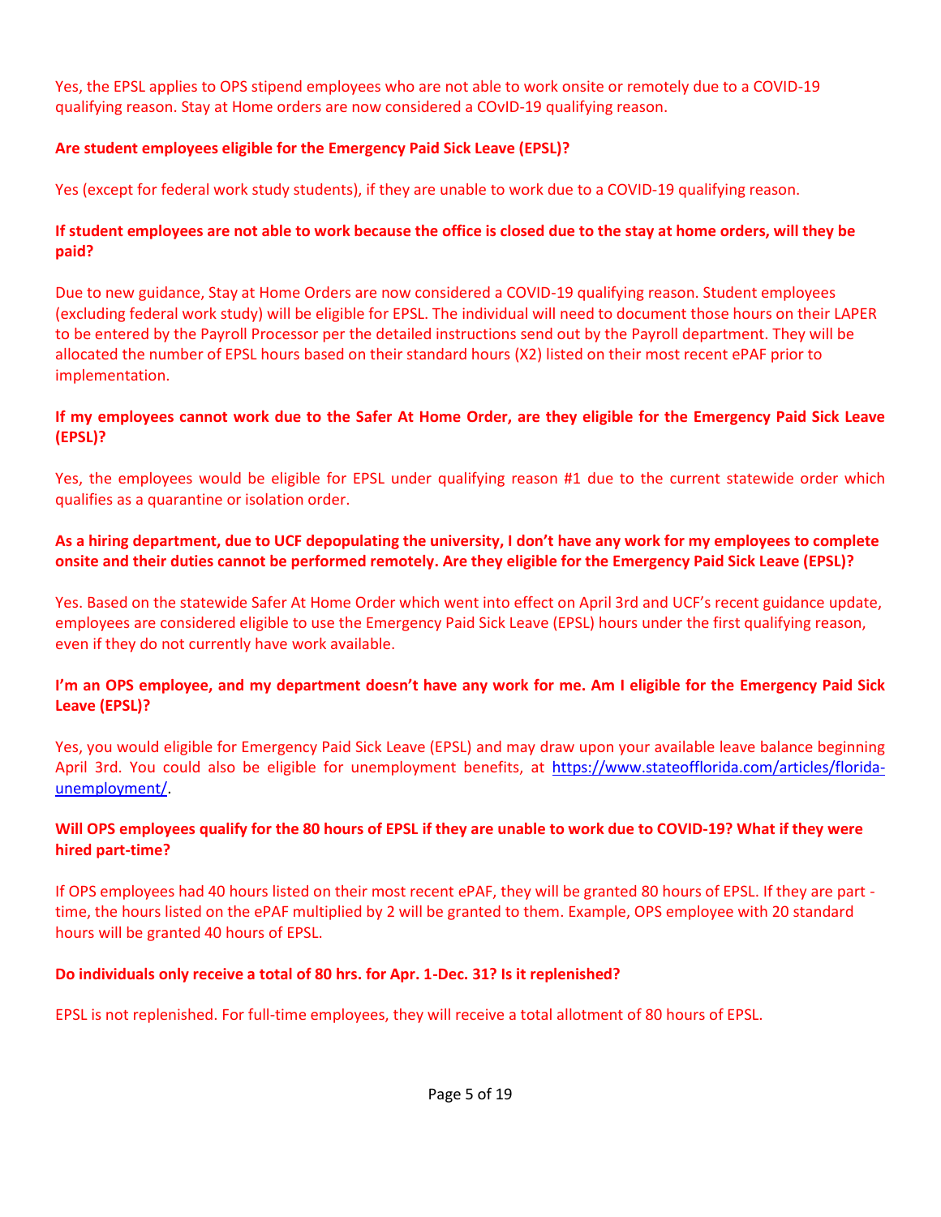Yes, the EPSL applies to OPS stipend employees who are not able to work onsite or remotely due to a COVID-19 qualifying reason. Stay at Home orders are now considered a COvID-19 qualifying reason.

**Are student employees eligible for the Emergency Paid Sick Leave (EPSL)?**

Yes (except for federal work study students), if they are unable to work due to a COVID-19 qualifying reason.

**If student employees are not able to work because the office is closed due to the stay at home orders, will they be paid?**

Due to new guidance, Stay at Home Orders are now considered a COVID-19 qualifying reason. Student employees (excluding federal work study) will be eligible for EPSL. The individual will need to document those hours on their LAPER to be entered by the Payroll Processor per the detailed instructions send out by the Payroll department. They will be allocated the number of EPSL hours based on their standard hours (X2) listed on their most recent ePAF prior to implementation.

**If my employees cannot work due to the Safer At Home Order, are they eligible for the Emergency Paid Sick Leave (EPSL)?**

Yes, the employees would be eligible for EPSL under qualifying reason #1 due to the current statewide order which qualifies as a quarantine or isolation order.

**As a hiring department, due to UCF depopulating the university, I don't have any work for my employees to complete onsite and their duties cannot be performed remotely. Are they eligible for the Emergency Paid Sick Leave (EPSL)?**

Yes. Based on the statewide Safer At Home Order which went into effect on April 3rd and UCF's recent guidance update, employees are considered eligible to use the Emergency Paid Sick Leave (EPSL) hours under the first qualifying reason, even if they do not currently have work available.

**I'm an OPS employee, and my department doesn't have any work for me. Am I eligible for the Emergency Paid Sick Leave (EPSL)?**

Yes, you would eligible for Emergency Paid Sick Leave (EPSL) and may draw upon your available leave balance beginning April 3rd. You could also be eligible for unemployment benefits, at [https://www.stateofflorida.com/articles/florida-unemployment/](https://www.stateofflorida.com/articles/florida-unemployment/).

**Will OPS employees qualify for the 80 hours of EPSL if they are unable to work due to COVID-19? What if they were hired part-time?**

If OPS employees had 40 hours listed on their most recent ePAF, they will be granted 80 hours of EPSL. If they are part - time, the hours listed on the ePAF multiplied by 2 will be granted to them. Example, OPS employee with 20 standard hours will be granted 40 hours of EPSL.

**Do individuals only receive a total of 80 hrs. for Apr. 1-Dec. 31? Is it replenished?**

EPSL is not replenished. For full-time employees, they will receive a total allotment of 80 hours of EPSL.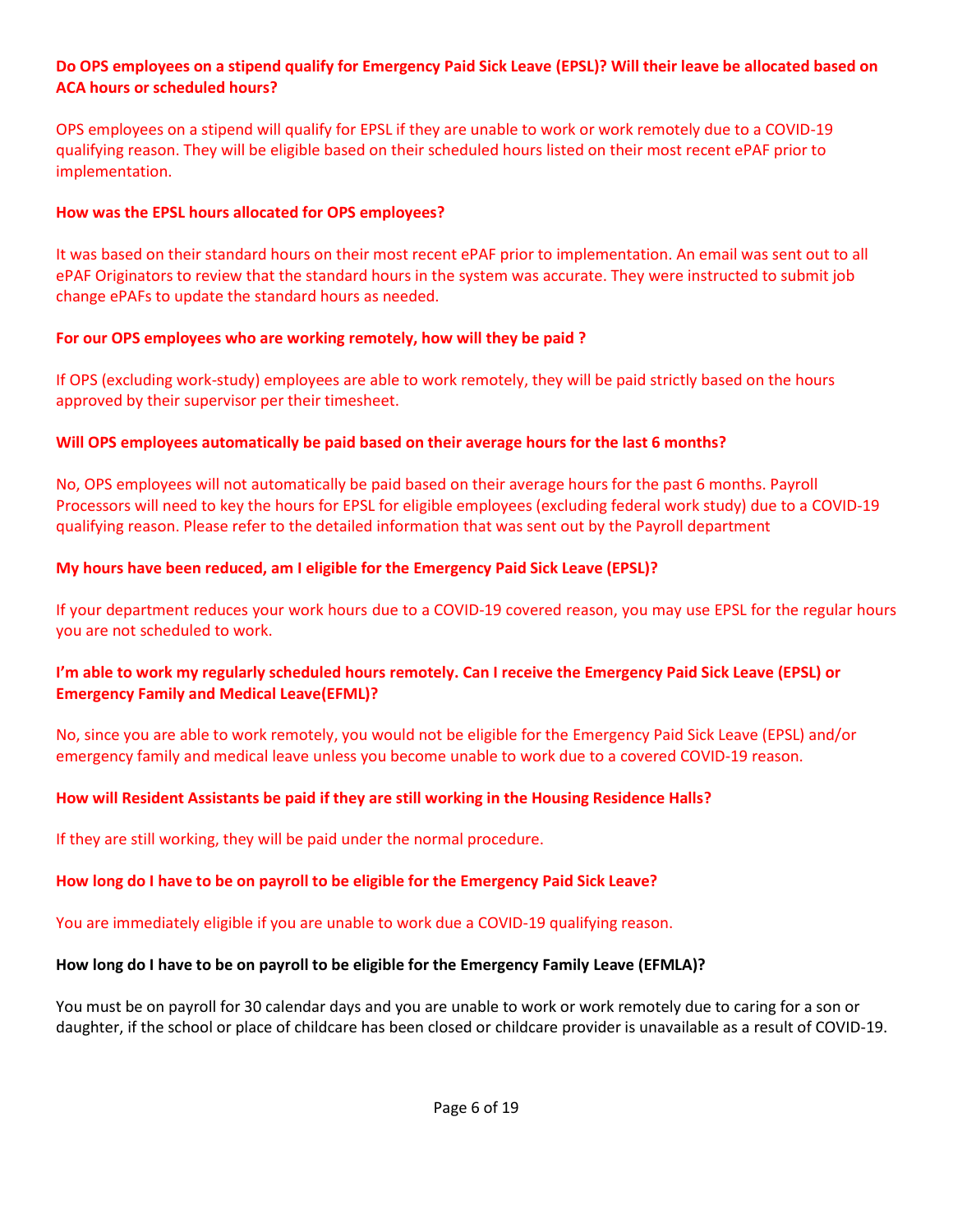**Do OPS employees on a stipend qualify for Emergency Paid Sick Leave (EPSL)? Will their leave be allocated based on ACA hours or scheduled hours?**

OPS employees on a stipend will qualify for EPSL if they are unable to work or work remotely due to a COVID-19 qualifying reason. They will be eligible based on their scheduled hours listed on their most recent ePAF prior to implementation.

**How was the EPSL hours allocated for OPS employees?**

It was based on their standard hours on their most recent ePAF prior to implementation. An email was sent out to all ePAF Originators to review that the standard hours in the system was accurate. They were instructed to submit job change ePAFs to update the standard hours as needed.

**For our OPS employees who are working remotely, how will they be paid ?**

If OPS (excluding work-study) employees are able to work remotely, they will be paid strictly based on the hours approved by their supervisor per their timesheet.

**Will OPS employees automatically be paid based on their average hours for the last 6 months?**

No, OPS employees will not automatically be paid based on their average hours for the past 6 months. Payroll Processors will need to key the hours for EPSL for eligible employees (excluding federal work study) due to a COVID-19 qualifying reason. Please refer to the detailed information that was sent out by the Payroll department

**My hours have been reduced, am I eligible for the Emergency Paid Sick Leave (EPSL)?**

If your department reduces your work hours due to a COVID-19 covered reason, you may use EPSL for the regular hours you are not scheduled to work.

**I'm able to work my regularly scheduled hours remotely. Can I receive the Emergency Paid Sick Leave (EPSL) or Emergency Family and Medical Leave(EFML)?**

No, since you are able to work remotely, you would not be eligible for the Emergency Paid Sick Leave (EPSL) and/or emergency family and medical leave unless you become unable to work due to a covered COVID-19 reason.

**How will Resident Assistants be paid if they are still working in the Housing Residence Halls?**

If they are still working, they will be paid under the normal procedure.

**How long do I have to be on payroll to be eligible for the Emergency Paid Sick Leave?**

You are immediately eligible if you are unable to work due a COVID-19 qualifying reason.

**How long do I have to be on payroll to be eligible for the Emergency Family Leave (EFMLA)?**

You must be on payroll for 30 calendar days and you are unable to work or work remotely due to caring for a son or daughter, if the school or place of childcare has been closed or childcare provider is unavailable as a result of COVID-19.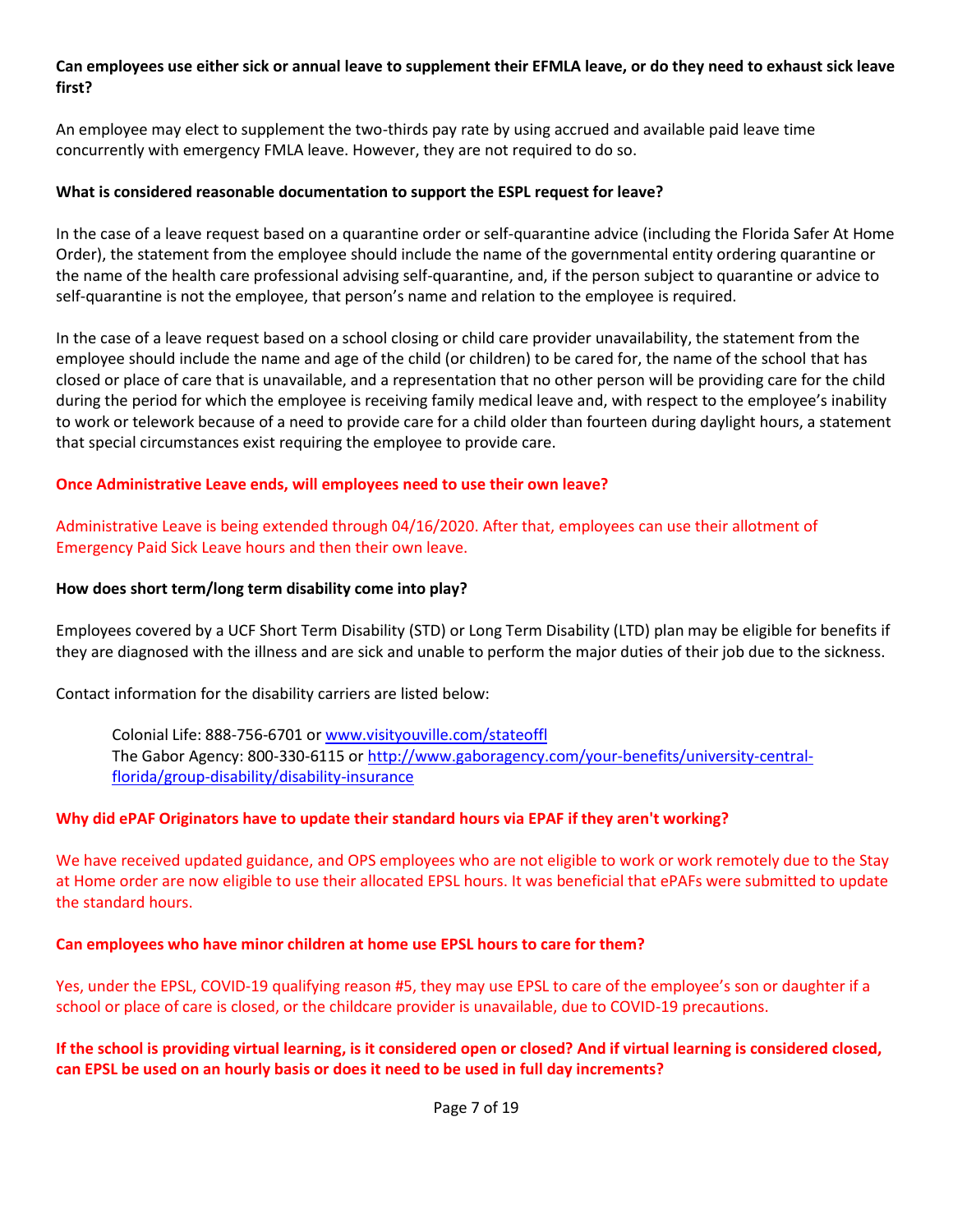**Can employees use either sick or annual leave to supplement their EFMLA leave, or do they need to exhaust sick leave first?**

An employee may elect to supplement the two-thirds pay rate by using accrued and available paid leave time concurrently with emergency FMLA leave. However, they are not required to do so.

**What is considered reasonable documentation to support the ESPL request for leave?**

In the case of a leave request based on a quarantine order or self-quarantine advice (including the Florida Safer At Home Order), the statement from the employee should include the name of the governmental entity ordering quarantine or the name of the health care professional advising self-quarantine, and, if the person subject to quarantine or advice to self-quarantine is not the employee, that person's name and relation to the employee is required.

In the case of a leave request based on a school closing or child care provider unavailability, the statement from the employee should include the name and age of the child (or children) to be cared for, the name of the school that has closed or place of care that is unavailable, and a representation that no other person will be providing care for the child during the period for which the employee is receiving family medical leave and, with respect to the employee's inability to work or telework because of a need to provide care for a child older than fourteen during daylight hours, a statement that special circumstances exist requiring the employee to provide care.

**Once Administrative Leave ends, will employees need to use their own leave?**

Administrative Leave is being extended through 04/16/2020. After that, employees can use their allotment of Emergency Paid Sick Leave hours and then their own leave.

**How does short term/long term disability come into play?**

Employees covered by a UCF Short Term Disability (STD) or Long Term Disability (LTD) plan may be eligible for benefits if they are diagnosed with the illness and are sick and unable to perform the major duties of their job due to the sickness.

Contact information for the disability carriers are listed below:

Colonial Life: 888-756-6701 or [www.visityouville.com/stateoffl](www.visityouville.com/stateoffl)
The Gabor Agency: 800-330-6115 or [http://www.gaboragency.com/your-benefits/university-central-florida/group-disability/disability-insurance](http://www.gaboragency.com/your-benefits/university-central-florida/group-disability/disability-insurance)

**Why did ePAF Originators have to update their standard hours via EPAF if they aren't working?**

We have received updated guidance, and OPS employees who are not eligible to work or work remotely due to the Stay at Home order are now eligible to use their allocated EPSL hours. It was beneficial that ePAFs were submitted to update the standard hours.

**Can employees who have minor children at home use EPSL hours to care for them?**

Yes, under the EPSL, COVID-19 qualifying reason #5, they may use EPSL to care of the employee's son or daughter if a school or place of care is closed, or the childcare provider is unavailable, due to COVID-19 precautions.

**If the school is providing virtual learning, is it considered open or closed? And if virtual learning is considered closed, can EPSL be used on an hourly basis or does it need to be used in full day increments?**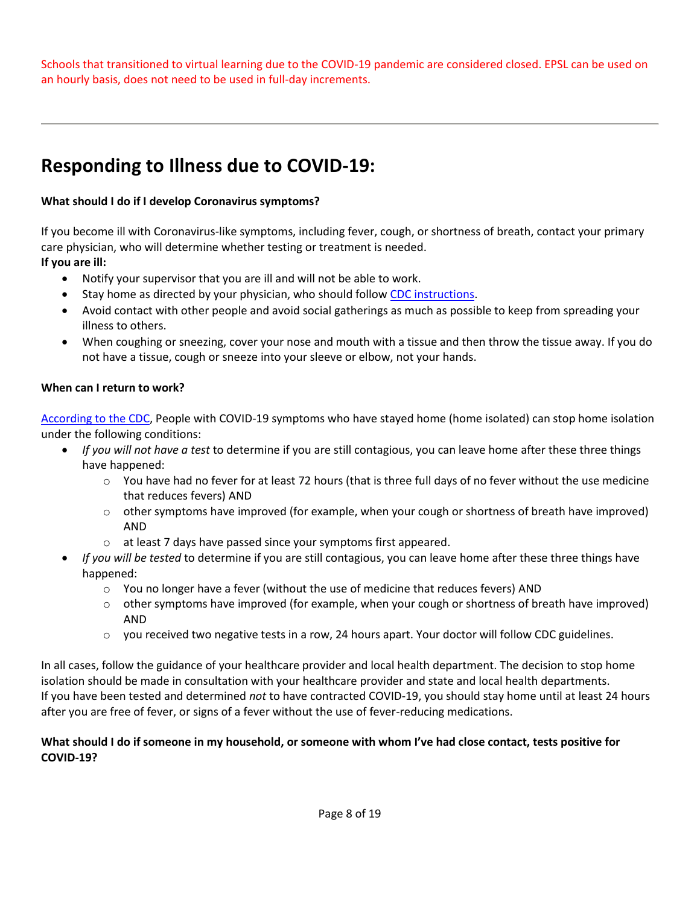Schools that transitioned to virtual learning due to the COVID-19 pandemic are considered closed. EPSL can be used on an hourly basis, does not need to be used in full-day increments.

---

## Responding to Illness due to COVID-19:

**What should I do if I develop Coronavirus symptoms?**

If you become ill with Coronavirus-like symptoms, including fever, cough, or shortness of breath, contact your primary care physician, who will determine whether testing or treatment is needed.

**If you are ill:**

- Notify your supervisor that you are ill and will not be able to work.
- Stay home as directed by your physician, who should follow CDC instructions.
- Avoid contact with other people and avoid social gatherings as much as possible to keep from spreading your illness to others.
- When coughing or sneezing, cover your nose and mouth with a tissue and then throw the tissue away. If you do not have a tissue, cough or sneeze into your sleeve or elbow, not your hands.

**When can I return to work?**

According to the CDC, People with COVID-19 symptoms who have stayed home (home isolated) can stop home isolation under the following conditions:

- *If you will not have a test* to determine if you are still contagious, you can leave home after these three things have happened:
  - You have had no fever for at least 72 hours (that is three full days of no fever without the use medicine that reduces fevers) AND
  - other symptoms have improved (for example, when your cough or shortness of breath have improved) AND
  - at least 7 days have passed since your symptoms first appeared.
- *If you will be tested* to determine if you are still contagious, you can leave home after these three things have happened:
  - You no longer have a fever (without the use of medicine that reduces fevers) AND
  - other symptoms have improved (for example, when your cough or shortness of breath have improved) AND
  - you received two negative tests in a row, 24 hours apart. Your doctor will follow CDC guidelines.

In all cases, follow the guidance of your healthcare provider and local health department. The decision to stop home isolation should be made in consultation with your healthcare provider and state and local health departments.
If you have been tested and determined *not* to have contracted COVID-19, you should stay home until at least 24 hours after you are free of fever, or signs of a fever without the use of fever-reducing medications.

**What should I do if someone in my household, or someone with whom I've had close contact, tests positive for COVID-19?**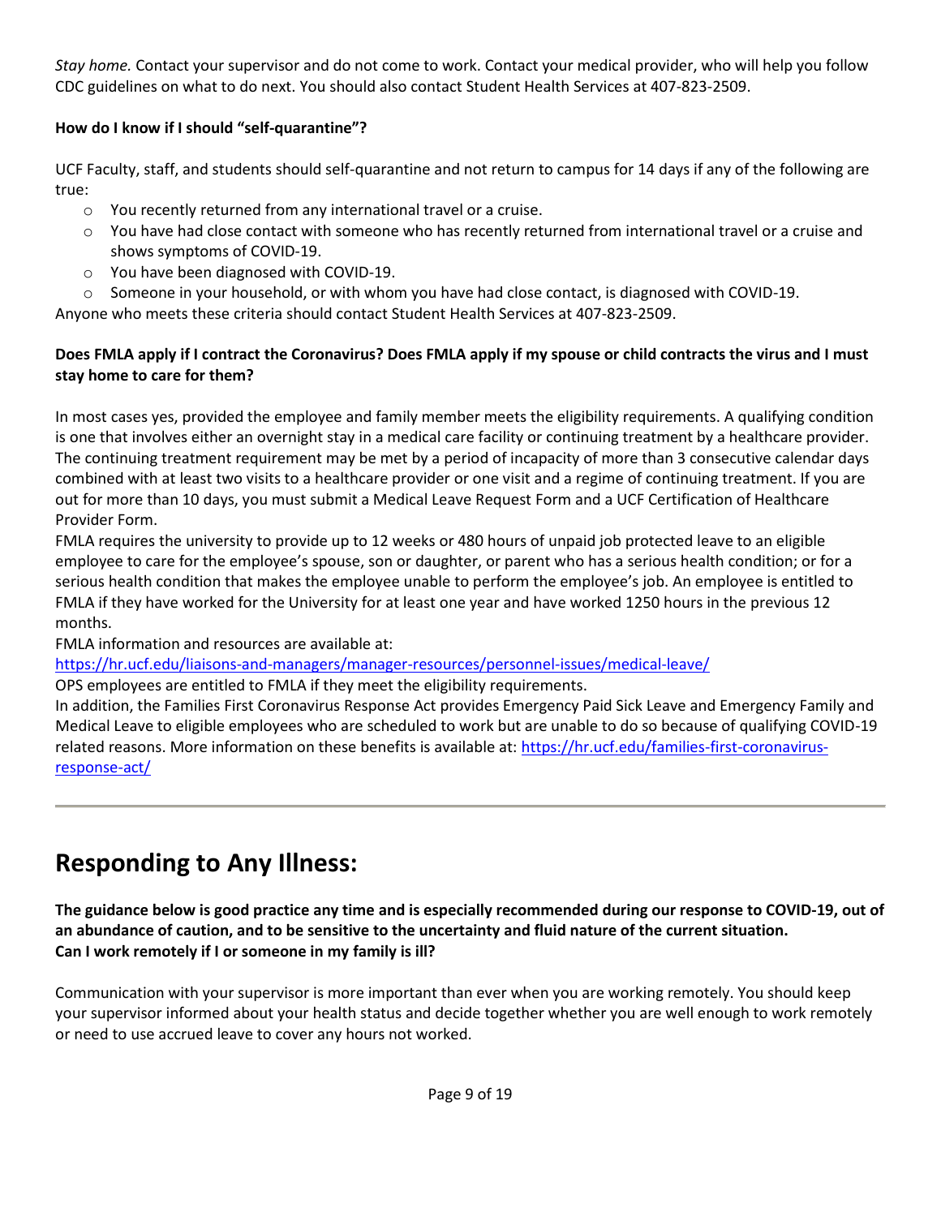*Stay home.* Contact your supervisor and do not come to work. Contact your medical provider, who will help you follow CDC guidelines on what to do next. You should also contact Student Health Services at 407-823-2509.

**How do I know if I should "self-quarantine"?**

UCF Faculty, staff, and students should self-quarantine and not return to campus for 14 days if any of the following are true:

- You recently returned from any international travel or a cruise.
- You have had close contact with someone who has recently returned from international travel or a cruise and shows symptoms of COVID-19.
- You have been diagnosed with COVID-19.
- Someone in your household, or with whom you have had close contact, is diagnosed with COVID-19.

Anyone who meets these criteria should contact Student Health Services at 407-823-2509.

**Does FMLA apply if I contract the Coronavirus? Does FMLA apply if my spouse or child contracts the virus and I must stay home to care for them?**

In most cases yes, provided the employee and family member meets the eligibility requirements. A qualifying condition is one that involves either an overnight stay in a medical care facility or continuing treatment by a healthcare provider. The continuing treatment requirement may be met by a period of incapacity of more than 3 consecutive calendar days combined with at least two visits to a healthcare provider or one visit and a regime of continuing treatment. If you are out for more than 10 days, you must submit a Medical Leave Request Form and a UCF Certification of Healthcare Provider Form.

FMLA requires the university to provide up to 12 weeks or 480 hours of unpaid job protected leave to an eligible employee to care for the employee's spouse, son or daughter, or parent who has a serious health condition; or for a serious health condition that makes the employee unable to perform the employee's job. An employee is entitled to FMLA if they have worked for the University for at least one year and have worked 1250 hours in the previous 12 months.

FMLA information and resources are available at:
https://hr.ucf.edu/liaisons-and-managers/manager-resources/personnel-issues/medical-leave/

OPS employees are entitled to FMLA if they meet the eligibility requirements.

In addition, the Families First Coronavirus Response Act provides Emergency Paid Sick Leave and Emergency Family and Medical Leave to eligible employees who are scheduled to work but are unable to do so because of qualifying COVID-19 related reasons. More information on these benefits is available at: https://hr.ucf.edu/families-first-coronavirus-response-act/

---

# Responding to Any Illness:

**The guidance below is good practice any time and is especially recommended during our response to COVID-19, out of an abundance of caution, and to be sensitive to the uncertainty and fluid nature of the current situation.**

**Can I work remotely if I or someone in my family is ill?**

Communication with your supervisor is more important than ever when you are working remotely. You should keep your supervisor informed about your health status and decide together whether you are well enough to work remotely or need to use accrued leave to cover any hours not worked.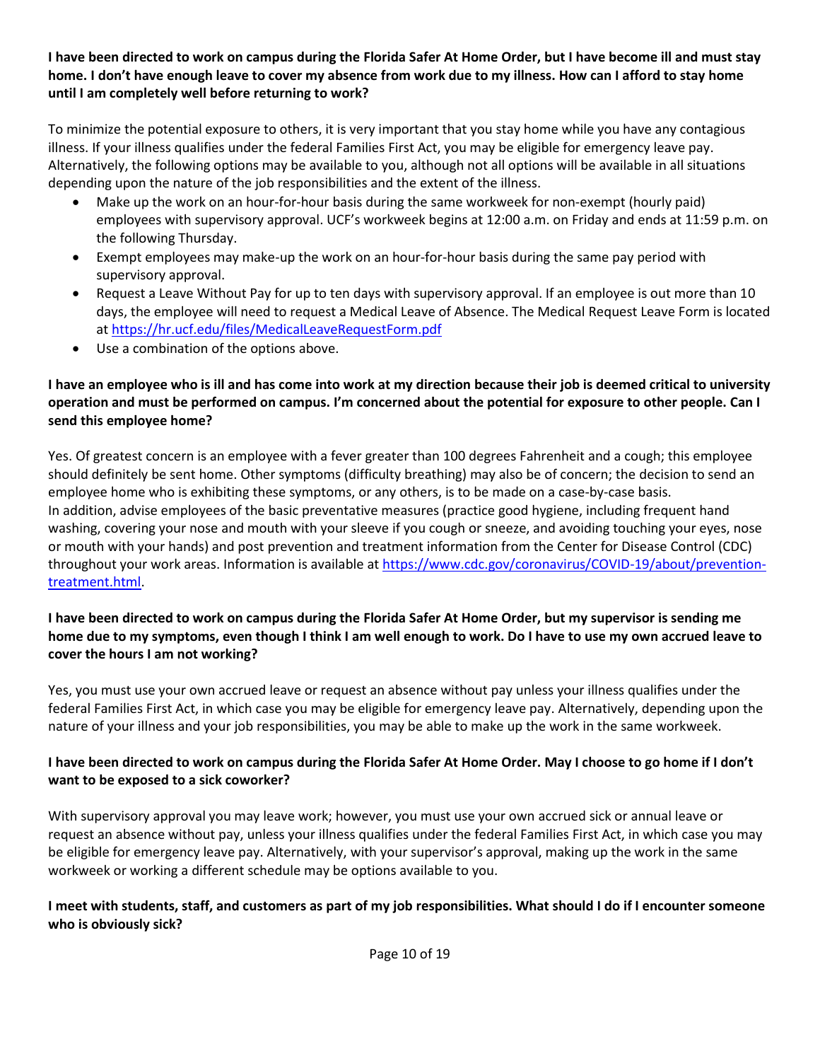**I have been directed to work on campus during the Florida Safer At Home Order, but I have become ill and must stay home. I don't have enough leave to cover my absence from work due to my illness. How can I afford to stay home until I am completely well before returning to work?**

To minimize the potential exposure to others, it is very important that you stay home while you have any contagious illness. If your illness qualifies under the federal Families First Act, you may be eligible for emergency leave pay. Alternatively, the following options may be available to you, although not all options will be available in all situations depending upon the nature of the job responsibilities and the extent of the illness.

- Make up the work on an hour-for-hour basis during the same workweek for non-exempt (hourly paid) employees with supervisory approval. UCF's workweek begins at 12:00 a.m. on Friday and ends at 11:59 p.m. on the following Thursday.
- Exempt employees may make-up the work on an hour-for-hour basis during the same pay period with supervisory approval.
- Request a Leave Without Pay for up to ten days with supervisory approval. If an employee is out more than 10 days, the employee will need to request a Medical Leave of Absence. The Medical Request Leave Form is located at [https://hr.ucf.edu/files/MedicalLeaveRequestForm.pdf](https://hr.ucf.edu/files/MedicalLeaveRequestForm.pdf)
- Use a combination of the options above.

**I have an employee who is ill and has come into work at my direction because their job is deemed critical to university operation and must be performed on campus. I'm concerned about the potential for exposure to other people. Can I send this employee home?**

Yes. Of greatest concern is an employee with a fever greater than 100 degrees Fahrenheit and a cough; this employee should definitely be sent home. Other symptoms (difficulty breathing) may also be of concern; the decision to send an employee home who is exhibiting these symptoms, or any others, is to be made on a case-by-case basis.
In addition, advise employees of the basic preventative measures (practice good hygiene, including frequent hand washing, covering your nose and mouth with your sleeve if you cough or sneeze, and avoiding touching your eyes, nose or mouth with your hands) and post prevention and treatment information from the Center for Disease Control (CDC) throughout your work areas. Information is available at [https://www.cdc.gov/coronavirus/COVID-19/about/prevention-treatment.html](https://www.cdc.gov/coronavirus/COVID-19/about/prevention-treatment.html).

**I have been directed to work on campus during the Florida Safer At Home Order, but my supervisor is sending me home due to my symptoms, even though I think I am well enough to work. Do I have to use my own accrued leave to cover the hours I am not working?**

Yes, you must use your own accrued leave or request an absence without pay unless your illness qualifies under the federal Families First Act, in which case you may be eligible for emergency leave pay. Alternatively, depending upon the nature of your illness and your job responsibilities, you may be able to make up the work in the same workweek.

**I have been directed to work on campus during the Florida Safer At Home Order. May I choose to go home if I don't want to be exposed to a sick coworker?**

With supervisory approval you may leave work; however, you must use your own accrued sick or annual leave or request an absence without pay, unless your illness qualifies under the federal Families First Act, in which case you may be eligible for emergency leave pay. Alternatively, with your supervisor's approval, making up the work in the same workweek or working a different schedule may be options available to you.

**I meet with students, staff, and customers as part of my job responsibilities. What should I do if I encounter someone who is obviously sick?**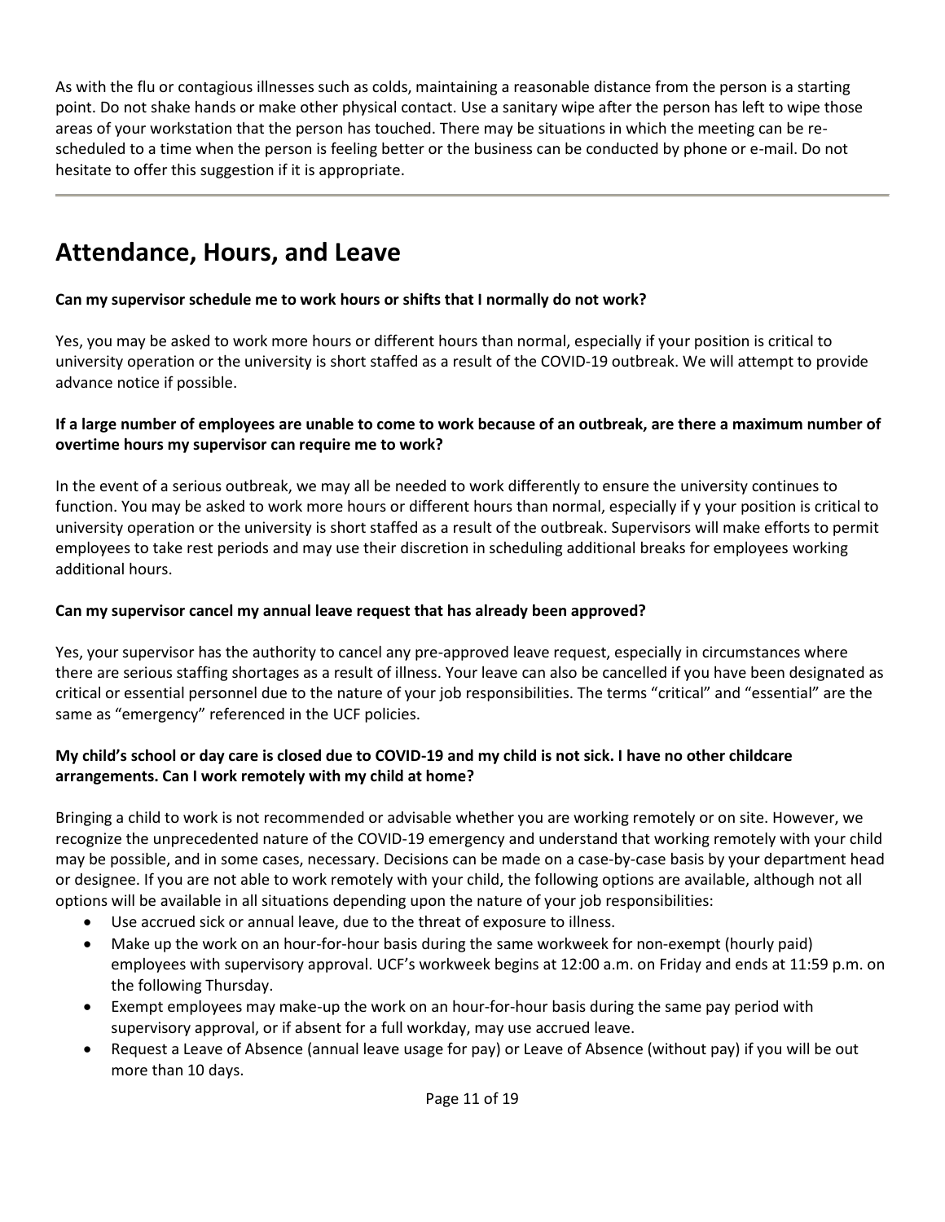As with the flu or contagious illnesses such as colds, maintaining a reasonable distance from the person is a starting point. Do not shake hands or make other physical contact. Use a sanitary wipe after the person has left to wipe those areas of your workstation that the person has touched. There may be situations in which the meeting can be re-scheduled to a time when the person is feeling better or the business can be conducted by phone or e-mail. Do not hesitate to offer this suggestion if it is appropriate.

---

# Attendance, Hours, and Leave

**Can my supervisor schedule me to work hours or shifts that I normally do not work?**

Yes, you may be asked to work more hours or different hours than normal, especially if your position is critical to university operation or the university is short staffed as a result of the COVID-19 outbreak. We will attempt to provide advance notice if possible.

**If a large number of employees are unable to come to work because of an outbreak, are there a maximum number of overtime hours my supervisor can require me to work?**

In the event of a serious outbreak, we may all be needed to work differently to ensure the university continues to function. You may be asked to work more hours or different hours than normal, especially if y your position is critical to university operation or the university is short staffed as a result of the outbreak. Supervisors will make efforts to permit employees to take rest periods and may use their discretion in scheduling additional breaks for employees working additional hours.

**Can my supervisor cancel my annual leave request that has already been approved?**

Yes, your supervisor has the authority to cancel any pre-approved leave request, especially in circumstances where there are serious staffing shortages as a result of illness. Your leave can also be cancelled if you have been designated as critical or essential personnel due to the nature of your job responsibilities. The terms "critical" and "essential" are the same as "emergency" referenced in the UCF policies.

**My child's school or day care is closed due to COVID-19 and my child is not sick. I have no other childcare arrangements. Can I work remotely with my child at home?**

Bringing a child to work is not recommended or advisable whether you are working remotely or on site. However, we recognize the unprecedented nature of the COVID-19 emergency and understand that working remotely with your child may be possible, and in some cases, necessary. Decisions can be made on a case-by-case basis by your department head or designee. If you are not able to work remotely with your child, the following options are available, although not all options will be available in all situations depending upon the nature of your job responsibilities:

- Use accrued sick or annual leave, due to the threat of exposure to illness.
- Make up the work on an hour-for-hour basis during the same workweek for non-exempt (hourly paid) employees with supervisory approval. UCF's workweek begins at 12:00 a.m. on Friday and ends at 11:59 p.m. on the following Thursday.
- Exempt employees may make-up the work on an hour-for-hour basis during the same pay period with supervisory approval, or if absent for a full workday, may use accrued leave.
- Request a Leave of Absence (annual leave usage for pay) or Leave of Absence (without pay) if you will be out more than 10 days.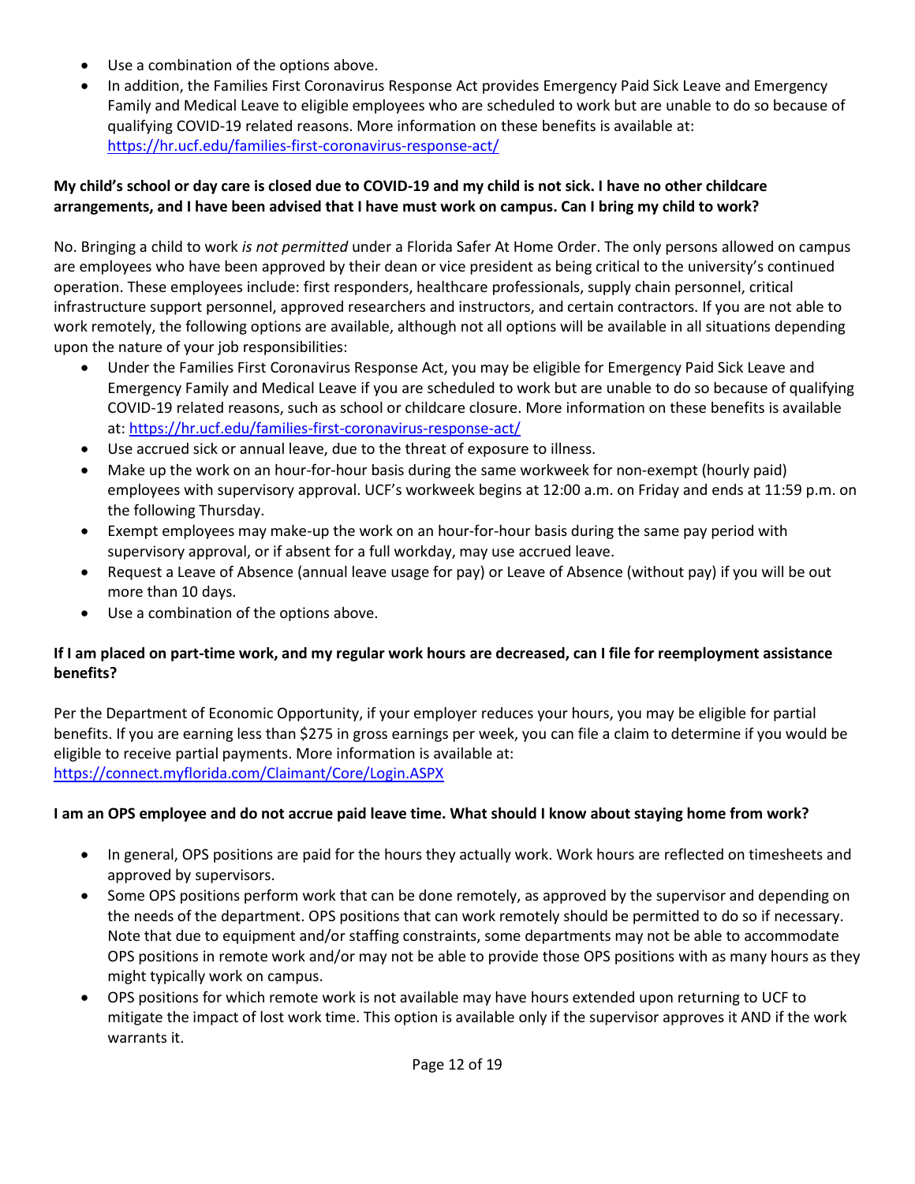- Use a combination of the options above.
- In addition, the Families First Coronavirus Response Act provides Emergency Paid Sick Leave and Emergency Family and Medical Leave to eligible employees who are scheduled to work but are unable to do so because of qualifying COVID-19 related reasons. More information on these benefits is available at: https://hr.ucf.edu/families-first-coronavirus-response-act/

**My child's school or day care is closed due to COVID-19 and my child is not sick. I have no other childcare arrangements, and I have been advised that I have must work on campus. Can I bring my child to work?**

No. Bringing a child to work *is not permitted* under a Florida Safer At Home Order. The only persons allowed on campus are employees who have been approved by their dean or vice president as being critical to the university's continued operation. These employees include: first responders, healthcare professionals, supply chain personnel, critical infrastructure support personnel, approved researchers and instructors, and certain contractors. If you are not able to work remotely, the following options are available, although not all options will be available in all situations depending upon the nature of your job responsibilities:

- Under the Families First Coronavirus Response Act, you may be eligible for Emergency Paid Sick Leave and Emergency Family and Medical Leave if you are scheduled to work but are unable to do so because of qualifying COVID-19 related reasons, such as school or childcare closure. More information on these benefits is available at: https://hr.ucf.edu/families-first-coronavirus-response-act/
- Use accrued sick or annual leave, due to the threat of exposure to illness.
- Make up the work on an hour-for-hour basis during the same workweek for non-exempt (hourly paid) employees with supervisory approval. UCF's workweek begins at 12:00 a.m. on Friday and ends at 11:59 p.m. on the following Thursday.
- Exempt employees may make-up the work on an hour-for-hour basis during the same pay period with supervisory approval, or if absent for a full workday, may use accrued leave.
- Request a Leave of Absence (annual leave usage for pay) or Leave of Absence (without pay) if you will be out more than 10 days.
- Use a combination of the options above.

**If I am placed on part-time work, and my regular work hours are decreased, can I file for reemployment assistance benefits?**

Per the Department of Economic Opportunity, if your employer reduces your hours, you may be eligible for partial benefits. If you are earning less than $275 in gross earnings per week, you can file a claim to determine if you would be eligible to receive partial payments. More information is available at: https://connect.myflorida.com/Claimant/Core/Login.ASPX

**I am an OPS employee and do not accrue paid leave time. What should I know about staying home from work?**

- In general, OPS positions are paid for the hours they actually work. Work hours are reflected on timesheets and approved by supervisors.
- Some OPS positions perform work that can be done remotely, as approved by the supervisor and depending on the needs of the department. OPS positions that can work remotely should be permitted to do so if necessary. Note that due to equipment and/or staffing constraints, some departments may not be able to accommodate OPS positions in remote work and/or may not be able to provide those OPS positions with as many hours as they might typically work on campus.
- OPS positions for which remote work is not available may have hours extended upon returning to UCF to mitigate the impact of lost work time. This option is available only if the supervisor approves it AND if the work warrants it.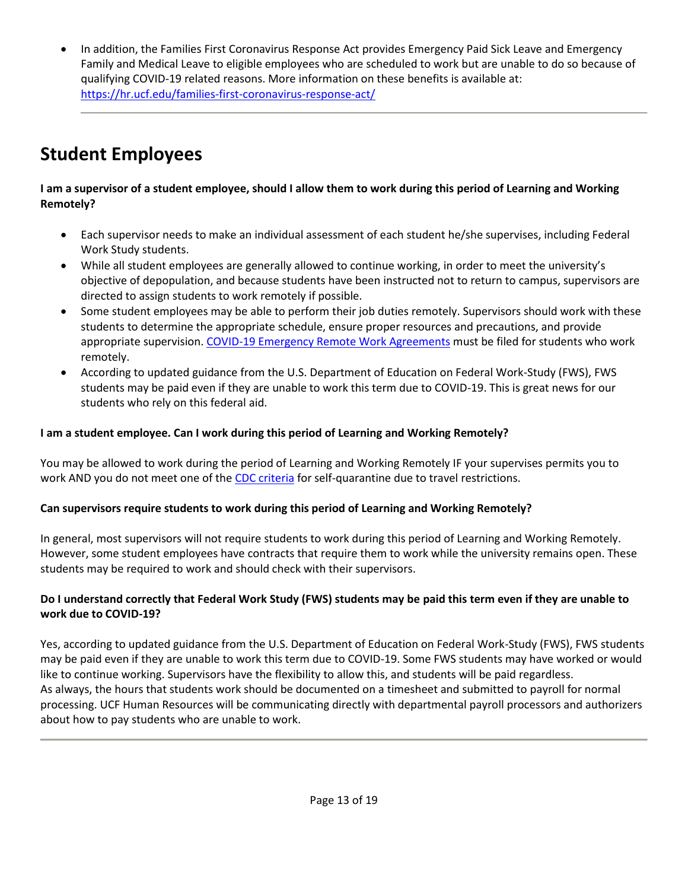- In addition, the Families First Coronavirus Response Act provides Emergency Paid Sick Leave and Emergency Family and Medical Leave to eligible employees who are scheduled to work but are unable to do so because of qualifying COVID-19 related reasons. More information on these benefits is available at: https://hr.ucf.edu/families-first-coronavirus-response-act/

---

# Student Employees

**I am a supervisor of a student employee, should I allow them to work during this period of Learning and Working Remotely?**

- Each supervisor needs to make an individual assessment of each student he/she supervises, including Federal Work Study students.
- While all student employees are generally allowed to continue working, in order to meet the university's objective of depopulation, and because students have been instructed not to return to campus, supervisors are directed to assign students to work remotely if possible.
- Some student employees may be able to perform their job duties remotely. Supervisors should work with these students to determine the appropriate schedule, ensure proper resources and precautions, and provide appropriate supervision. COVID-19 Emergency Remote Work Agreements must be filed for students who work remotely.
- According to updated guidance from the U.S. Department of Education on Federal Work-Study (FWS), FWS students may be paid even if they are unable to work this term due to COVID-19. This is great news for our students who rely on this federal aid.

**I am a student employee. Can I work during this period of Learning and Working Remotely?**

You may be allowed to work during the period of Learning and Working Remotely IF your supervises permits you to work AND you do not meet one of the CDC criteria for self-quarantine due to travel restrictions.

**Can supervisors require students to work during this period of Learning and Working Remotely?**

In general, most supervisors will not require students to work during this period of Learning and Working Remotely. However, some student employees have contracts that require them to work while the university remains open. These students may be required to work and should check with their supervisors.

**Do I understand correctly that Federal Work Study (FWS) students may be paid this term even if they are unable to work due to COVID-19?**

Yes, according to updated guidance from the U.S. Department of Education on Federal Work-Study (FWS), FWS students may be paid even if they are unable to work this term due to COVID-19. Some FWS students may have worked or would like to continue working. Supervisors have the flexibility to allow this, and students will be paid regardless.
As always, the hours that students work should be documented on a timesheet and submitted to payroll for normal processing. UCF Human Resources will be communicating directly with departmental payroll processors and authorizers about how to pay students who are unable to work.

---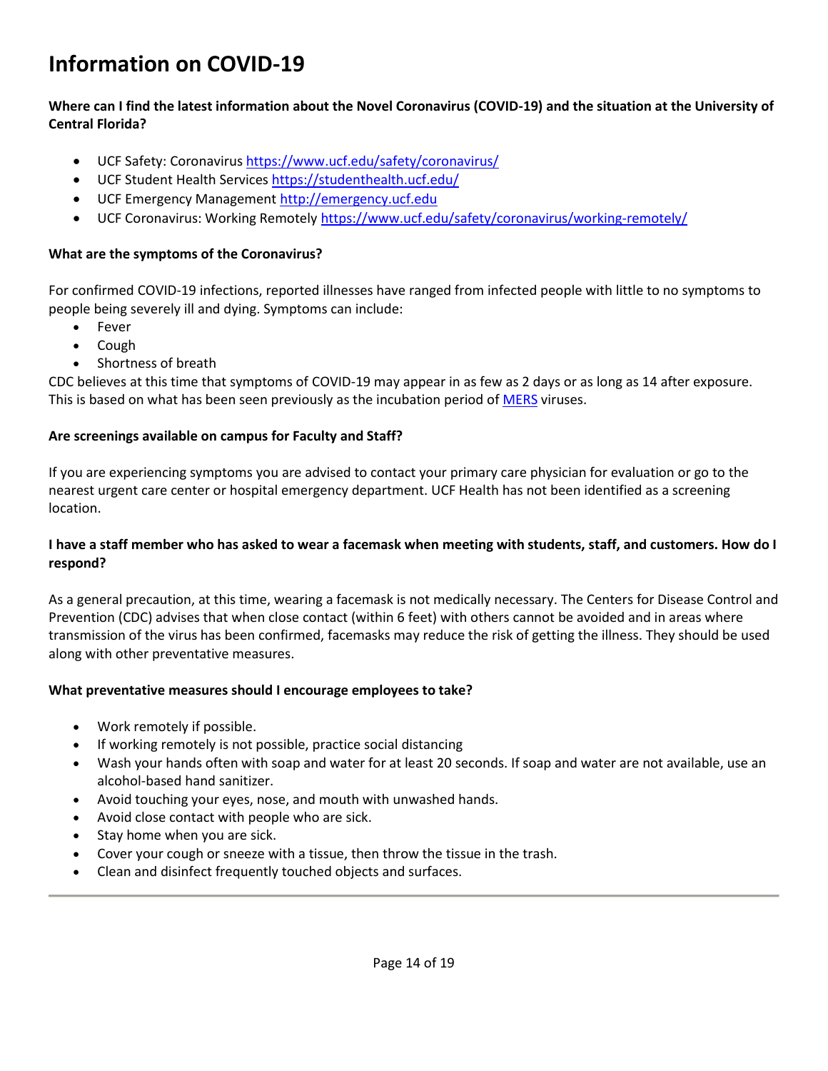# Information on COVID-19

**Where can I find the latest information about the Novel Coronavirus (COVID-19) and the situation at the University of Central Florida?**

- UCF Safety: Coronavirus https://www.ucf.edu/safety/coronavirus/
- UCF Student Health Services https://studenthealth.ucf.edu/
- UCF Emergency Management http://emergency.ucf.edu
- UCF Coronavirus: Working Remotely https://www.ucf.edu/safety/coronavirus/working-remotely/

**What are the symptoms of the Coronavirus?**

For confirmed COVID-19 infections, reported illnesses have ranged from infected people with little to no symptoms to people being severely ill and dying. Symptoms can include:

- Fever
- Cough
- Shortness of breath

CDC believes at this time that symptoms of COVID-19 may appear in as few as 2 days or as long as 14 after exposure. This is based on what has been seen previously as the incubation period of MERS viruses.

**Are screenings available on campus for Faculty and Staff?**

If you are experiencing symptoms you are advised to contact your primary care physician for evaluation or go to the nearest urgent care center or hospital emergency department. UCF Health has not been identified as a screening location.

**I have a staff member who has asked to wear a facemask when meeting with students, staff, and customers. How do I respond?**

As a general precaution, at this time, wearing a facemask is not medically necessary. The Centers for Disease Control and Prevention (CDC) advises that when close contact (within 6 feet) with others cannot be avoided and in areas where transmission of the virus has been confirmed, facemasks may reduce the risk of getting the illness. They should be used along with other preventative measures.

**What preventative measures should I encourage employees to take?**

- Work remotely if possible.
- If working remotely is not possible, practice social distancing
- Wash your hands often with soap and water for at least 20 seconds. If soap and water are not available, use an alcohol-based hand sanitizer.
- Avoid touching your eyes, nose, and mouth with unwashed hands.
- Avoid close contact with people who are sick.
- Stay home when you are sick.
- Cover your cough or sneeze with a tissue, then throw the tissue in the trash.
- Clean and disinfect frequently touched objects and surfaces.

---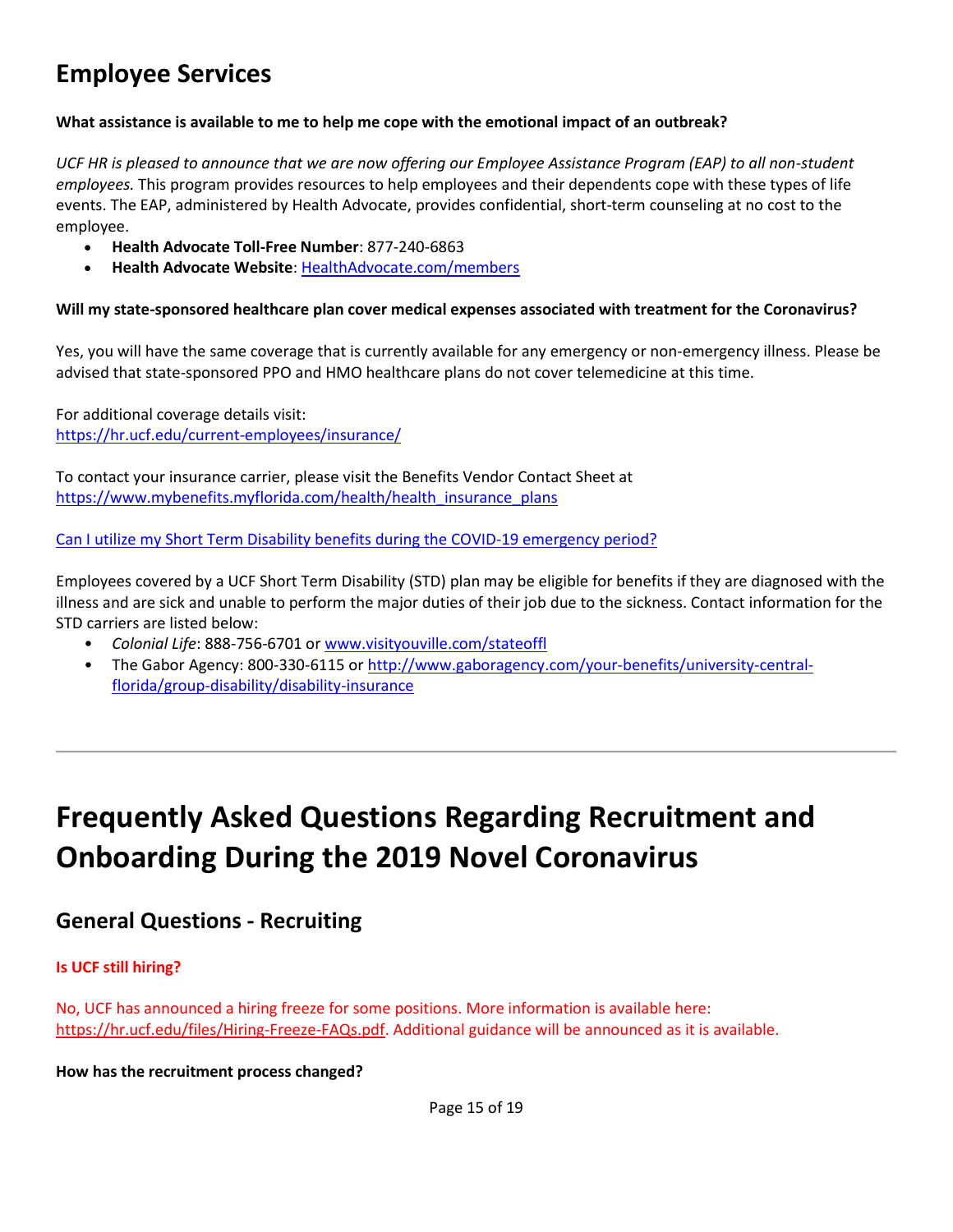## Employee Services

**What assistance is available to me to help me cope with the emotional impact of an outbreak?**

*UCF HR is pleased to announce that we are now offering our Employee Assistance Program (EAP) to all non-student employees.* This program provides resources to help employees and their dependents cope with these types of life events. The EAP, administered by Health Advocate, provides confidential, short-term counseling at no cost to the employee.

- **Health Advocate Toll-Free Number**: 877-240-6863
- **Health Advocate Website**: [HealthAdvocate.com/members](HealthAdvocate.com/members)

**Will my state-sponsored healthcare plan cover medical expenses associated with treatment for the Coronavirus?**

Yes, you will have the same coverage that is currently available for any emergency or non-emergency illness. Please be advised that state-sponsored PPO and HMO healthcare plans do not cover telemedicine at this time.

For additional coverage details visit:
[https://hr.ucf.edu/current-employees/insurance/](https://hr.ucf.edu/current-employees/insurance/)

To contact your insurance carrier, please visit the Benefits Vendor Contact Sheet at [https://www.mybenefits.myflorida.com/health/health_insurance_plans](https://www.mybenefits.myflorida.com/health/health_insurance_plans)

Can I utilize my Short Term Disability benefits during the COVID-19 emergency period?

Employees covered by a UCF Short Term Disability (STD) plan may be eligible for benefits if they are diagnosed with the illness and are sick and unable to perform the major duties of their job due to the sickness. Contact information for the STD carriers are listed below:

- *Colonial Life*: 888-756-6701 or [www.visityouville.com/stateoffl](www.visityouville.com/stateoffl)
- The Gabor Agency: 800-330-6115 or [http://www.gaboragency.com/your-benefits/university-central-florida/group-disability/disability-insurance](http://www.gaboragency.com/your-benefits/university-central-florida/group-disability/disability-insurance)

---

# Frequently Asked Questions Regarding Recruitment and Onboarding During the 2019 Novel Coronavirus

## General Questions - Recruiting

**Is UCF still hiring?**

No, UCF has announced a hiring freeze for some positions. More information is available here: [https://hr.ucf.edu/files/Hiring-Freeze-FAQs.pdf](https://hr.ucf.edu/files/Hiring-Freeze-FAQs.pdf). Additional guidance will be announced as it is available.

**How has the recruitment process changed?**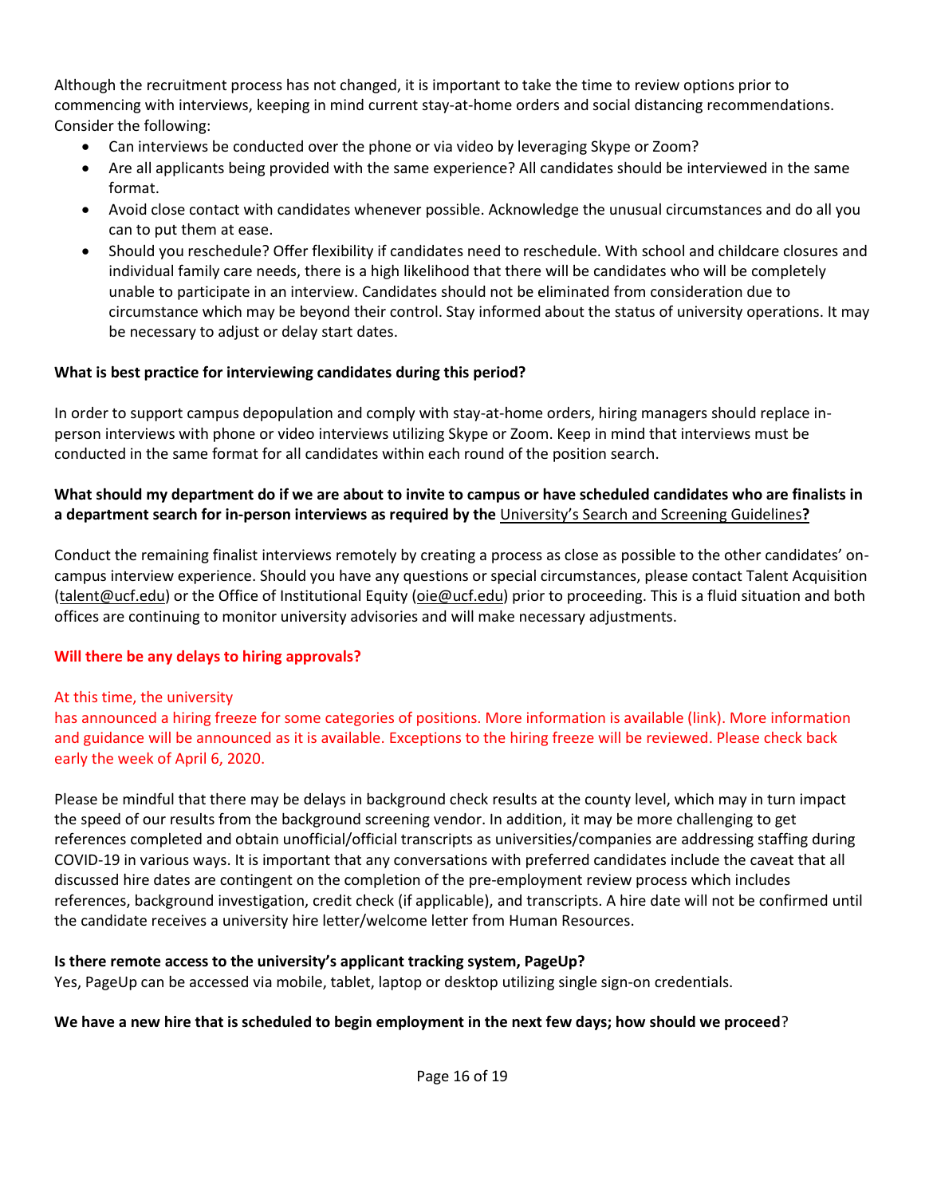Although the recruitment process has not changed, it is important to take the time to review options prior to commencing with interviews, keeping in mind current stay-at-home orders and social distancing recommendations. Consider the following:

- Can interviews be conducted over the phone or via video by leveraging Skype or Zoom?
- Are all applicants being provided with the same experience? All candidates should be interviewed in the same format.
- Avoid close contact with candidates whenever possible. Acknowledge the unusual circumstances and do all you can to put them at ease.
- Should you reschedule? Offer flexibility if candidates need to reschedule. With school and childcare closures and individual family care needs, there is a high likelihood that there will be candidates who will be completely unable to participate in an interview. Candidates should not be eliminated from consideration due to circumstance which may be beyond their control. Stay informed about the status of university operations. It may be necessary to adjust or delay start dates.

**What is best practice for interviewing candidates during this period?**

In order to support campus depopulation and comply with stay-at-home orders, hiring managers should replace in-person interviews with phone or video interviews utilizing Skype or Zoom. Keep in mind that interviews must be conducted in the same format for all candidates within each round of the position search.

**What should my department do if we are about to invite to campus or have scheduled candidates who are finalists in a department search for in-person interviews as required by the** University's Search and Screening Guidelines**?**

Conduct the remaining finalist interviews remotely by creating a process as close as possible to the other candidates' on-campus interview experience. Should you have any questions or special circumstances, please contact Talent Acquisition (talent@ucf.edu) or the Office of Institutional Equity (oie@ucf.edu) prior to proceeding. This is a fluid situation and both offices are continuing to monitor university advisories and will make necessary adjustments.

**Will there be any delays to hiring approvals?**

At this time, the university has announced a hiring freeze for some categories of positions. More information is available (link). More information and guidance will be announced as it is available. Exceptions to the hiring freeze will be reviewed. Please check back early the week of April 6, 2020.

Please be mindful that there may be delays in background check results at the county level, which may in turn impact the speed of our results from the background screening vendor. In addition, it may be more challenging to get references completed and obtain unofficial/official transcripts as universities/companies are addressing staffing during COVID-19 in various ways. It is important that any conversations with preferred candidates include the caveat that all discussed hire dates are contingent on the completion of the pre-employment review process which includes references, background investigation, credit check (if applicable), and transcripts. A hire date will not be confirmed until the candidate receives a university hire letter/welcome letter from Human Resources.

**Is there remote access to the university's applicant tracking system, PageUp?**

Yes, PageUp can be accessed via mobile, tablet, laptop or desktop utilizing single sign-on credentials.

**We have a new hire that is scheduled to begin employment in the next few days; how should we proceed**?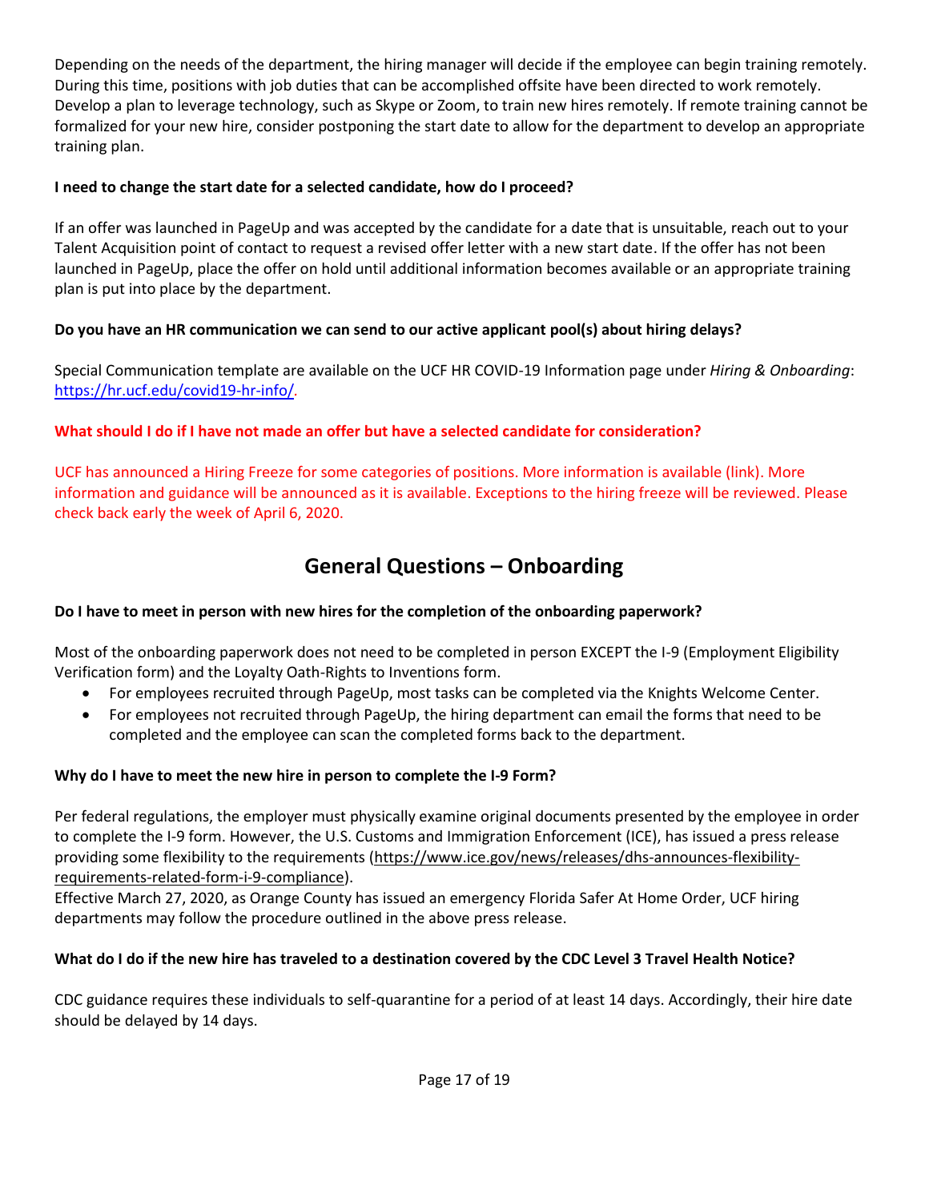Depending on the needs of the department, the hiring manager will decide if the employee can begin training remotely. During this time, positions with job duties that can be accomplished offsite have been directed to work remotely. Develop a plan to leverage technology, such as Skype or Zoom, to train new hires remotely. If remote training cannot be formalized for your new hire, consider postponing the start date to allow for the department to develop an appropriate training plan.

**I need to change the start date for a selected candidate, how do I proceed?**

If an offer was launched in PageUp and was accepted by the candidate for a date that is unsuitable, reach out to your Talent Acquisition point of contact to request a revised offer letter with a new start date. If the offer has not been launched in PageUp, place the offer on hold until additional information becomes available or an appropriate training plan is put into place by the department.

**Do you have an HR communication we can send to our active applicant pool(s) about hiring delays?**

Special Communication template are available on the UCF HR COVID-19 Information page under *Hiring & Onboarding*: https://hr.ucf.edu/covid19-hr-info/.

**What should I do if I have not made an offer but have a selected candidate for consideration?**

UCF has announced a Hiring Freeze for some categories of positions. More information is available (link). More information and guidance will be announced as it is available. Exceptions to the hiring freeze will be reviewed. Please check back early the week of April 6, 2020.

## General Questions – Onboarding

**Do I have to meet in person with new hires for the completion of the onboarding paperwork?**

Most of the onboarding paperwork does not need to be completed in person EXCEPT the I-9 (Employment Eligibility Verification form) and the Loyalty Oath-Rights to Inventions form.

- For employees recruited through PageUp, most tasks can be completed via the Knights Welcome Center.
- For employees not recruited through PageUp, the hiring department can email the forms that need to be completed and the employee can scan the completed forms back to the department.

**Why do I have to meet the new hire in person to complete the I-9 Form?**

Per federal regulations, the employer must physically examine original documents presented by the employee in order to complete the I-9 form. However, the U.S. Customs and Immigration Enforcement (ICE), has issued a press release providing some flexibility to the requirements (https://www.ice.gov/news/releases/dhs-announces-flexibility-requirements-related-form-i-9-compliance).
Effective March 27, 2020, as Orange County has issued an emergency Florida Safer At Home Order, UCF hiring departments may follow the procedure outlined in the above press release.

**What do I do if the new hire has traveled to a destination covered by the CDC Level 3 Travel Health Notice?**

CDC guidance requires these individuals to self-quarantine for a period of at least 14 days. Accordingly, their hire date should be delayed by 14 days.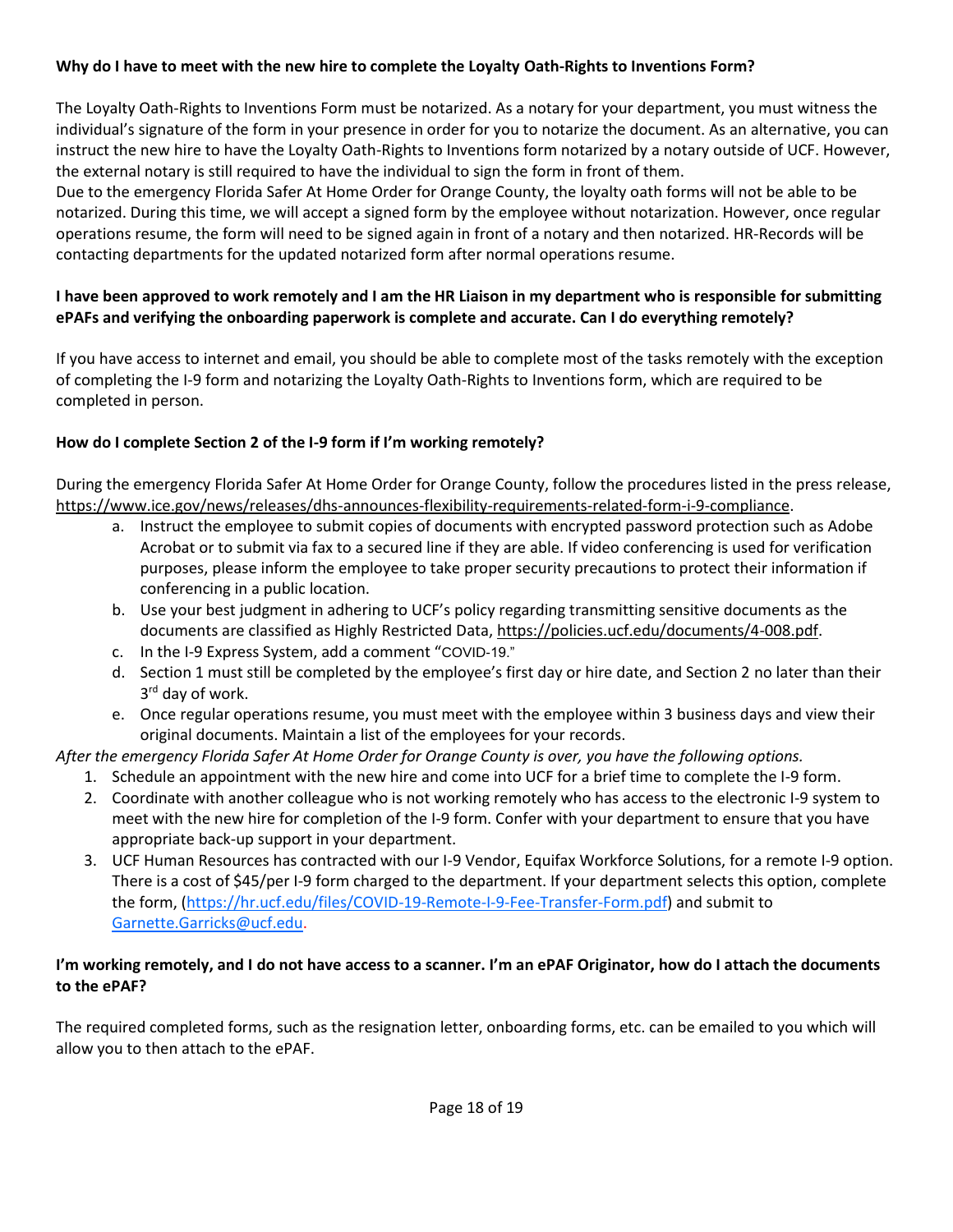**Why do I have to meet with the new hire to complete the Loyalty Oath-Rights to Inventions Form?**

The Loyalty Oath-Rights to Inventions Form must be notarized. As a notary for your department, you must witness the individual's signature of the form in your presence in order for you to notarize the document. As an alternative, you can instruct the new hire to have the Loyalty Oath-Rights to Inventions form notarized by a notary outside of UCF. However, the external notary is still required to have the individual to sign the form in front of them.
Due to the emergency Florida Safer At Home Order for Orange County, the loyalty oath forms will not be able to be notarized. During this time, we will accept a signed form by the employee without notarization. However, once regular operations resume, the form will need to be signed again in front of a notary and then notarized. HR-Records will be contacting departments for the updated notarized form after normal operations resume.

**I have been approved to work remotely and I am the HR Liaison in my department who is responsible for submitting ePAFs and verifying the onboarding paperwork is complete and accurate. Can I do everything remotely?**

If you have access to internet and email, you should be able to complete most of the tasks remotely with the exception of completing the I-9 form and notarizing the Loyalty Oath-Rights to Inventions form, which are required to be completed in person.

**How do I complete Section 2 of the I-9 form if I'm working remotely?**

During the emergency Florida Safer At Home Order for Orange County, follow the procedures listed in the press release, https://www.ice.gov/news/releases/dhs-announces-flexibility-requirements-related-form-i-9-compliance.

a. Instruct the employee to submit copies of documents with encrypted password protection such as Adobe Acrobat or to submit via fax to a secured line if they are able. If video conferencing is used for verification purposes, please inform the employee to take proper security precautions to protect their information if conferencing in a public location.
b. Use your best judgment in adhering to UCF's policy regarding transmitting sensitive documents as the documents are classified as Highly Restricted Data, https://policies.ucf.edu/documents/4-008.pdf.
c. In the I-9 Express System, add a comment "COVID-19."
d. Section 1 must still be completed by the employee's first day or hire date, and Section 2 no later than their 3rd day of work.
e. Once regular operations resume, you must meet with the employee within 3 business days and view their original documents. Maintain a list of the employees for your records.

*After the emergency Florida Safer At Home Order for Orange County is over, you have the following options.*

1. Schedule an appointment with the new hire and come into UCF for a brief time to complete the I-9 form.
2. Coordinate with another colleague who is not working remotely who has access to the electronic I-9 system to meet with the new hire for completion of the I-9 form. Confer with your department to ensure that you have appropriate back-up support in your department.
3. UCF Human Resources has contracted with our I-9 Vendor, Equifax Workforce Solutions, for a remote I-9 option. There is a cost of $45/per I-9 form charged to the department. If your department selects this option, complete the form, (https://hr.ucf.edu/files/COVID-19-Remote-I-9-Fee-Transfer-Form.pdf) and submit to Garnette.Garricks@ucf.edu.

**I'm working remotely, and I do not have access to a scanner. I'm an ePAF Originator, how do I attach the documents to the ePAF?**

The required completed forms, such as the resignation letter, onboarding forms, etc. can be emailed to you which will allow you to then attach to the ePAF.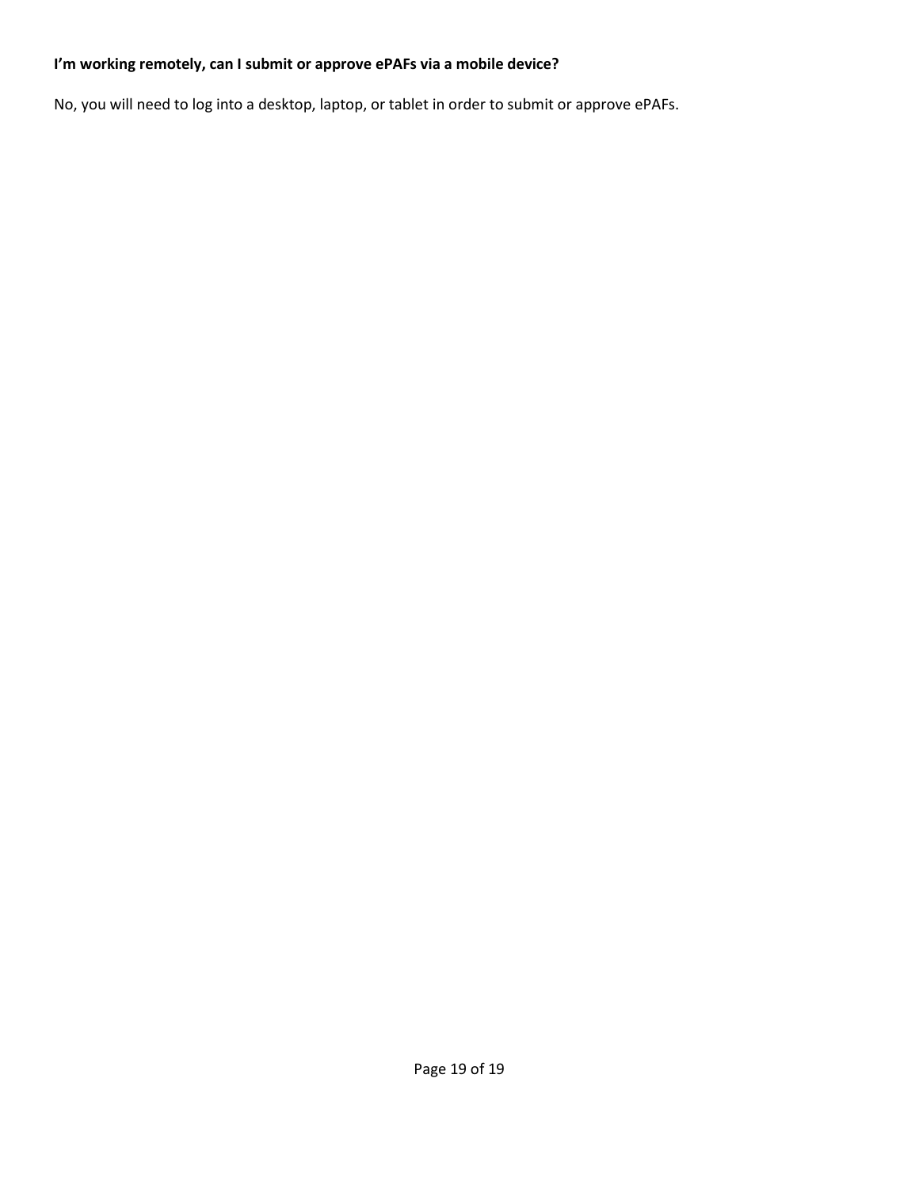**I’m working remotely, can I submit or approve ePAFs via a mobile device?**

No, you will need to log into a desktop, laptop, or tablet in order to submit or approve ePAFs.